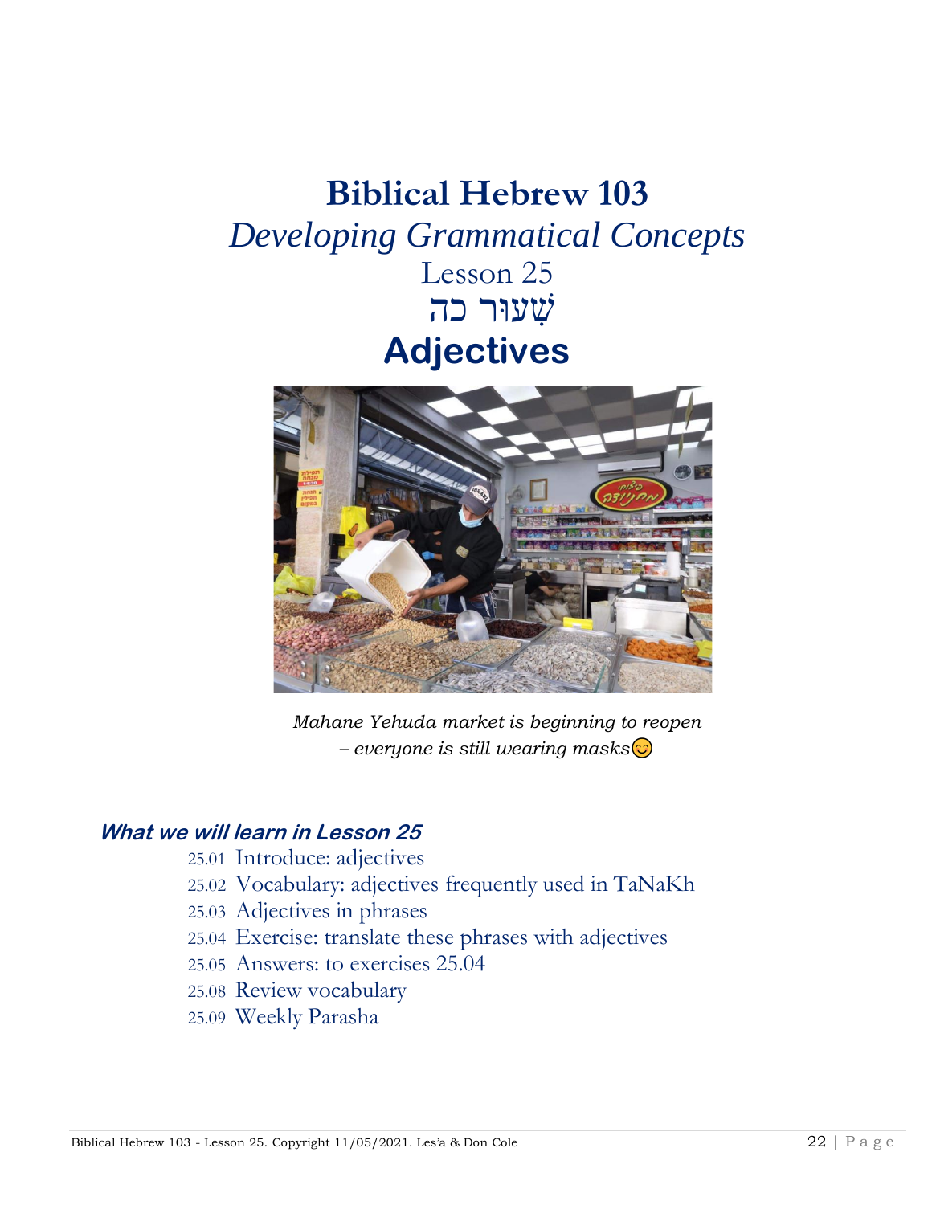# Biblical Hebrew 103

## *Developing Grammatical Concepts*

Lesson 25

שְׁעוּר כה

## Adjectives

*Mahane Yehuda market is beginning to reopen – everyone is still wearing masks*😊

### *What we will learn in Lesson 25*

- 25.01 Introduce: adjectives
- 25.02 Vocabulary: adjectives frequently used in TaNaKh
- 25.03 Adjectives in phrases
- 25.04 Exercise: translate these phrases with adjectives
- 25.05 Answers: to exercises 25.04
- 25.08 Review vocabulary
- 25.09 Weekly Parasha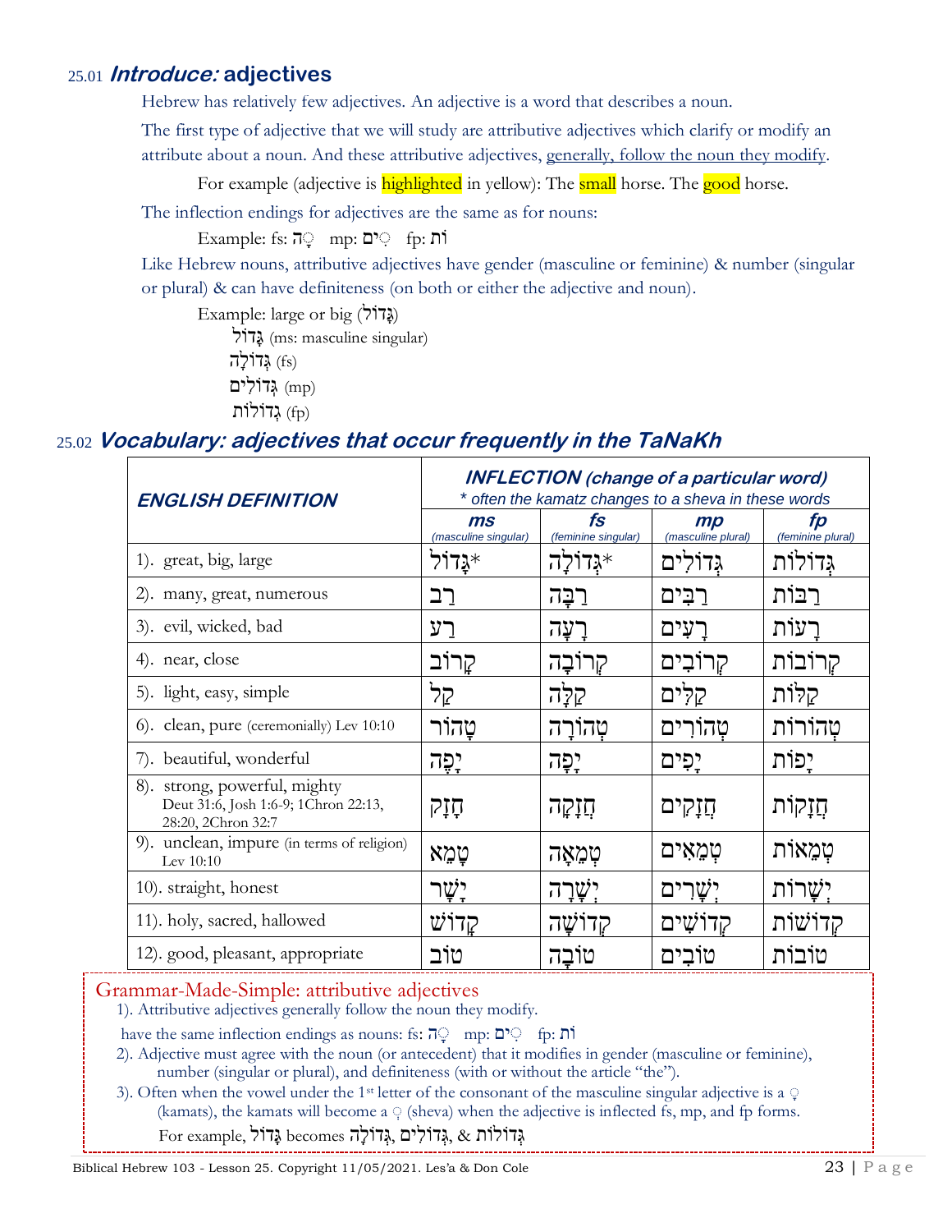## 25.01 *Introduce:* adjectives

Hebrew has relatively few adjectives. An adjective is a word that describes a noun.

The first type of adjective that we will study are attributive adjectives which clarify or modify an attribute about a noun. And these attributive adjectives, generally, follow the noun they modify.

For example (adjective is highlighted in yellow): The small horse. The good horse.

The inflection endings for adjectives are the same as for nouns:

Example: fs: ָה mp: ִים fp: וֹת

Like Hebrew nouns, attributive adjectives have gender (masculine or feminine) & number (singular or plural) & can have definiteness (on both or either the adjective and noun).

Example: large or big (גָּדוֹל)

- גָּדוֹל (ms: masculine singular)
- גְּדוֹלָה (fs)
- גְּדוֹלִים (mp)
- גְדוֹלוֹת (fp)

## 25.02 *Vocabulary: adjectives that occur frequently in the TaNaKh*

| ***ENGLISH DEFINITION*** | ***INFLECTION (change of a particular word)*** *\* often the kamatz changes to a sheva in these words* | | | |
|---|---|---|---|---|
| | ***ms*** *(masculine singular)* | ***fs*** *(feminine singular)* | ***mp*** *(masculine plural)* | ***fp*** *(feminine plural)* |
| 1). great, big, large | גָּדוֹל* | גְּדוֹלָה* | גְּדוֹלִים | גְּדוֹלוֹת |
| 2). many, great, numerous | רַב | רַבָּה | רַבִּים | רַבּוֹת |
| 3). evil, wicked, bad | רַע | רָעָה | רָעִים | רָעוֹת |
| 4). near, close | קָרוֹב | קְרוֹבָה | קְרוֹבִים | קְרוֹבוֹת |
| 5). light, easy, simple | קַל | קַלָּה | קַלִּים | קַלּוֹת |
| 6). clean, pure (ceremonially) Lev 10:10 | טָהוֹר | טְהוֹרָה | טְהוֹרִים | טְהוֹרוֹת |
| 7). beautiful, wonderful | יָפֶה | יָפָה | יָפִים | יָפוֹת |
| 8). strong, powerful, mighty Deut 31:6, Josh 1:6-9; 1Chron 22:13, 28:20, 2Chron 32:7 | חָזָק | חֲזָקָה | חֲזָקִים | חֲזָקוֹת |
| 9). unclean, impure (in terms of religion) Lev 10:10 | טָמֵא | טְמֵאָה | טְמֵאִים | טְמֵאוֹת |
| 10). straight, honest | יָשָׁר | יְשָׁרָה | יְשָׁרִים | יְשָׁרוֹת |
| 11). holy, sacred, hallowed | קָדוֹשׁ | קְדוֹשָׁה | קְדוֹשִׁים | קְדוֹשׁוֹת |
| 12). good, pleasant, appropriate | טוֹב | טוֹבָה | טוֹבִים | טוֹבוֹת |

**Grammar-Made-Simple: attributive adjectives**

1). Attributive adjectives generally follow the noun they modify.

have the same inflection endings as nouns: fs: ָה mp: ִים fp: וֹת

2). Adjective must agree with the noun (or antecedent) that it modifies in gender (masculine or feminine), number (singular or plural), and definiteness (with or without the article "the").

3). Often when the vowel under the 1st letter of the consonant of the masculine singular adjective is a ָ (kamats), the kamats will become a ְ (sheva) when the adjective is inflected fs, mp, and fp forms.

For example, גָּדוֹל becomes גְּדוֹלָה, גְּדוֹלִים, & גְּדוֹלוֹת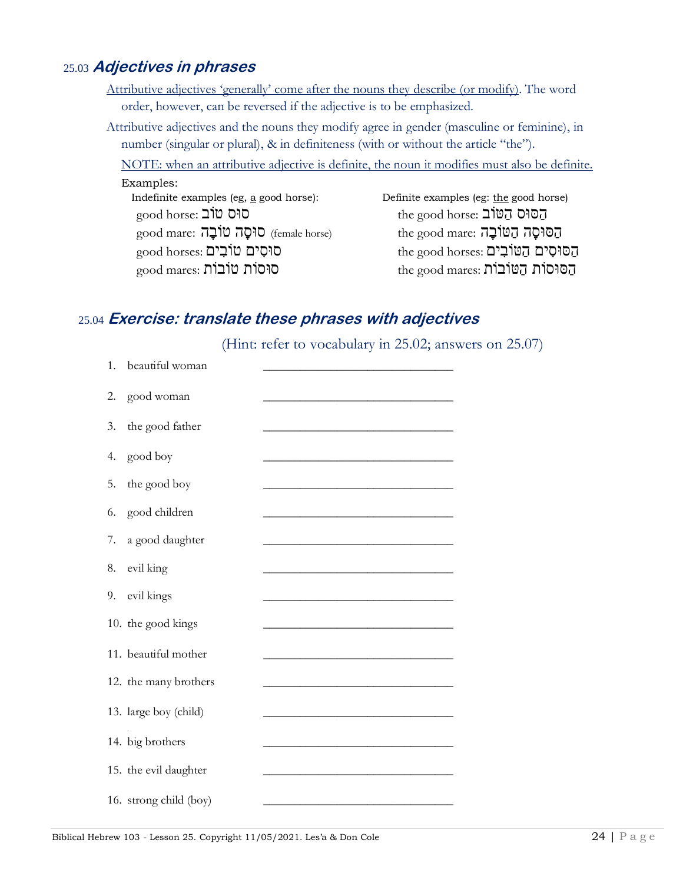## 25.03 *Adjectives in phrases*

Attributive adjectives 'generally' come after the nouns they describe (or modify). The word order, however, can be reversed if the adjective is to be emphasized.

Attributive adjectives and the nouns they modify agree in gender (masculine or feminine), in number (singular or plural), & in definiteness (with or without the article "the").

NOTE: when an attributive adjective is definite, the noun it modifies must also be definite.

Examples:

| Indefinite examples (eg, a good horse): | Definite examples (eg: the good horse) |
| --- | --- |
| good horse: סוּס טוֹב | the good horse: הַסּוּס הַטּוֹב |
| good mare: סוּסָה טוֹבָה (female horse) | the good mare: הַסּוּסָה הַטּוֹבָה |
| good horses: סוּסִים טוֹבִים | the good horses: הַסּוּסִים הַטּוֹבִים |
| good mares: סוּסוֹת טוֹבוֹת | the good mares: הַסּוּסוֹת הַטּוֹבוֹת |

## 25.04 *Exercise: translate these phrases with adjectives*

(Hint: refer to vocabulary in 25.02; answers on 25.07)

1. beautiful woman ______________________________
2. good woman ______________________________
3. the good father ______________________________
4. good boy ______________________________
5. the good boy ______________________________
6. good children ______________________________
7. a good daughter ______________________________
8. evil king ______________________________
9. evil kings ______________________________
10. the good kings ______________________________
11. beautiful mother ______________________________
12. the many brothers ______________________________
13. large boy (child) ______________________________
14. big brothers ______________________________
15. the evil daughter ______________________________
16. strong child (boy) ______________________________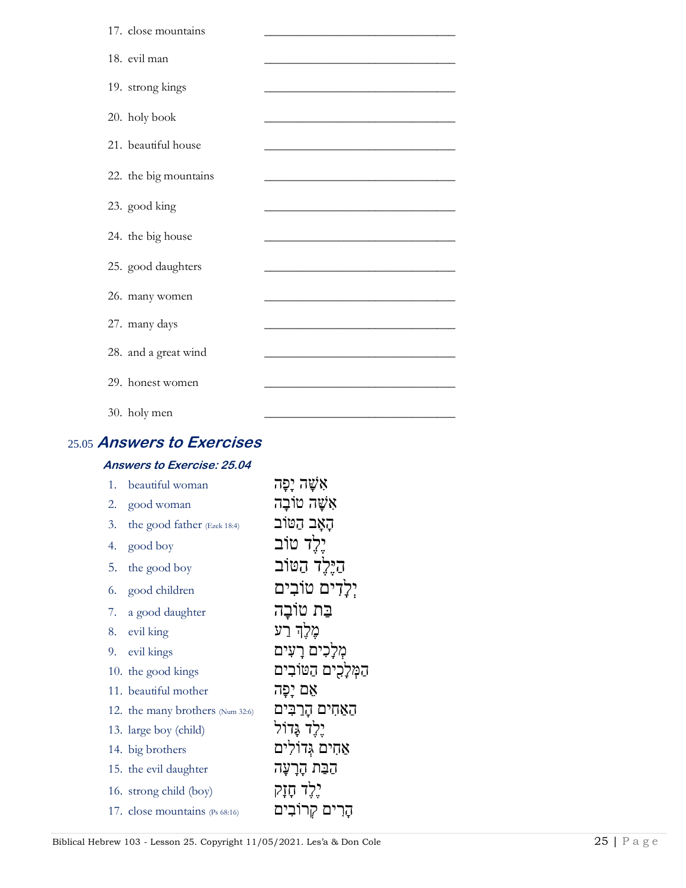17. close mountains ______________________________

18. evil man ______________________________

19. strong kings ______________________________

20. holy book ______________________________

21. beautiful house ______________________________

22. the big mountains ______________________________

23. good king ______________________________

24. the big house ______________________________

25. good daughters ______________________________

26. many women ______________________________

27. many days ______________________________

28. and a great wind ______________________________

29. honest women ______________________________

30. holy men ______________________________

## 25.05 *Answers to Exercises*

### *Answers to Exercise: 25.04*

1. beautiful woman — אִשָּׁה יָפָה
2. good woman — אִשָּׁה טוֹבָה
3. the good father (Ezek 18:4) — הָאָב הַטּוֹב
4. good boy — יֶלֶד טוֹב
5. the good boy — הַיֶּלֶד הַטּוֹב
6. good children — יְלָדִים טוֹבִים
7. a good daughter — בַּת טוֹבָה
8. evil king — מֶלֶךְ רַע
9. evil kings — מְלָכִים רָעִים
10. the good kings — הַמְּלָכִים הַטּוֹבִים
11. beautiful mother — אֵם יָפָה
12. the many brothers (Num 32:6) — הָאַחִים הָרַבִּים
13. large boy (child) — יֶלֶד גָּדוֹל
14. big brothers — אַחִים גְּדוֹלִים
15. the evil daughter — הַבַּת הָרָעָה
16. strong child (boy) — יֶלֶד חָזָק
17. close mountains (Ps 68:16) — הָרִים קְרוֹבִים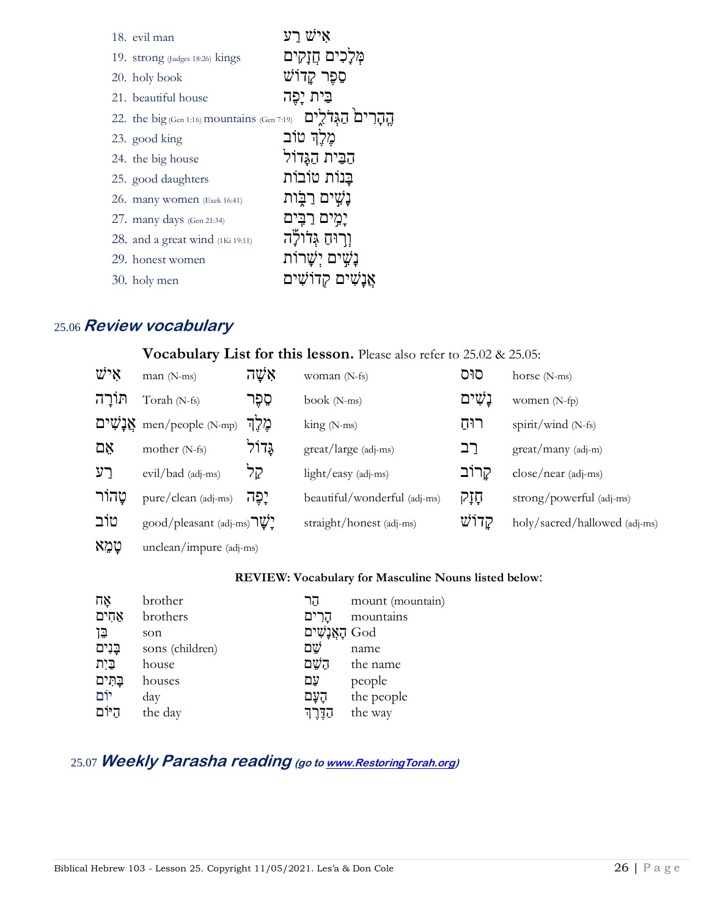18. evil man  אִישׁ רַע
19. strong (Judges 18:26) kings  מְלָכִים חֲזָקִים
20. holy book  סֵפֶר קָדוֹשׁ
21. beautiful house  בַּיִת יָפֶה
22. the big (Gen 1:16) mountains (Gen 7:19)  הֶהָרִים הַגְּדֹלִים
23. good king  מֶלֶךְ טוֹב
24. the big house  הַבַּיִת הַגָּדוֹל
25. good daughters  בָּנוֹת טוֹבוֹת
26. many women (Exek 16:41)  נָשִׁים רַבּוֹת
27. many days (Gen 21:34)  יָמִים רַבִּים
28. and a great wind (1Ki 19:11)  וְרוּחַ גְּדוֹלָה
29. honest women  נָשִׁים יְשָׁרוֹת
30. holy men  אֲנָשִׁים קְדוֹשִׁים

## 25.06 ***Review vocabulary***

**Vocabulary List for this lesson.** Please also refer to 25.02 & 25.05:

| | | | | | |
|---|---|---|---|---|---|
| אִישׁ | man (N-ms) | אִשָּׁה | woman (N-fs) | סוּס | horse (N-ms) |
| תּוֹרָה | Torah (N-fs) | סֵפֶר | book (N-ms) | נָשִׁים | women (N-fp) |
| אֲנָשִׁים | men/people (N-mp) | מֶלֶךְ | king (N-ms) | רוּחַ | spirit/wind (N-fs) |
| אֵם | mother (N-fs) | גָּדוֹל | great/large (adj-ms) | רַב | great/many (adj-m) |
| רַע | evil/bad (adj-ms) | קַל | light/easy (adj-ms) | קָרוֹב | close/near (adj-ms) |
| טָהוֹר | pure/clean (adj-ms) | יָפֶה | beautiful/wonderful (adj-ms) | חָזָק | strong/powerful (adj-ms) |
| טוֹב | good/pleasant (adj-ms) | יָשָׁר | straight/honest (adj-ms) | קָדוֹשׁ | holy/sacred/hallowed (adj-ms) |
| טָמֵא | unclean/impure (adj-ms) | | | | |

**REVIEW: Vocabulary for Masculine Nouns listed below:**

| | | | |
|---|---|---|---|
| אָח | brother | הַר | mount (mountain) |
| אַחִים | brothers | הָרִים | mountains |
| בֵּן | son | הָאֱלֹהִים | God |
| בָּנִים | sons (children) | שֵׁם | name |
| בַּיִת | house | הַשֵּׁם | the name |
| בָּתִּים | houses | עַם | people |
| יוֹם | day | הָעָם | the people |
| הַיּוֹם | the day | הַדֶּרֶךְ | the way |

## 25.07 ***Weekly Parasha reading*** *(go to www.RestoringTorah.org)*